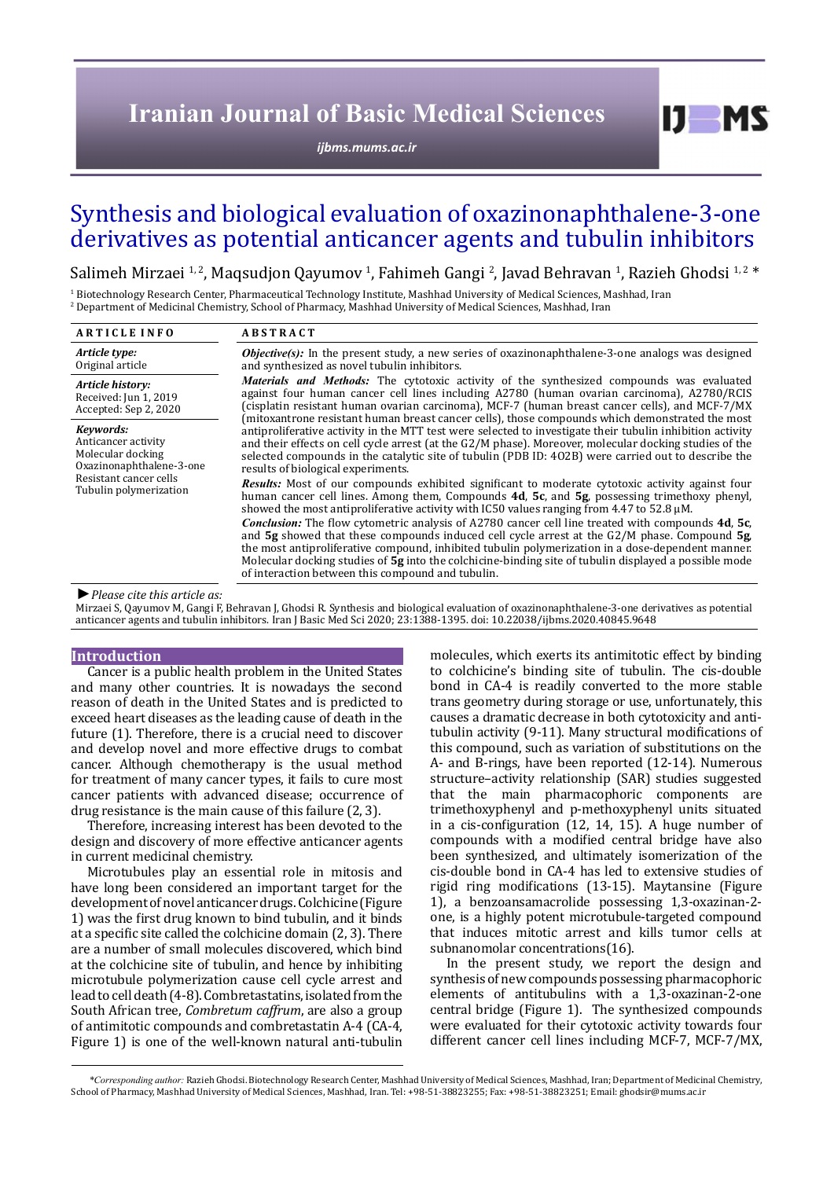# Synthesis and biological evaluation of oxazinonaphthalene-3-one derivatives as potential anticancer agents and tubulin inhibitors

Salimeh Mirzaei [1, 2], Maqsudjon Qayumov [1], Fahimeh Gangi [2], Javad Behravan [1], Razieh Ghodsi [1, 2] *

[1] Biotechnology Research Center, Pharmaceutical Technology Institute, Mashhad University of Medical Sciences, Mashhad, Iran
[2] Department of Medicinal Chemistry, School of Pharmacy, Mashhad University of Medical Sciences, Mashhad, Iran

**ARTICLE INFO**

***Article type:***
Original article

***Article history:***
Received: Jun 1, 2019
Accepted: Sep 2, 2020

***Keywords:***
Anticancer activity
Molecular docking
Oxazinonaphthalene-3-one
Resistant cancer cells
Tubulin polymerization

**ABSTRACT**

***Objective(s):*** In the present study, a new series of oxazinonaphthalene-3-one analogs was designed and synthesized as novel tubulin inhibitors.

***Materials and Methods:*** The cytotoxic activity of the synthesized compounds was evaluated against four human cancer cell lines including A2780 (human ovarian carcinoma), A2780/RCIS (cisplatin resistant human ovarian carcinoma), MCF-7 (human breast cancer cells), and MCF-7/MX (mitoxantrone resistant human breast cancer cells), those compounds which demonstrated the most antiproliferative activity in the MTT test were selected to investigate their tubulin inhibition activity and their effects on cell cycle arrest (at the G2/M phase). Moreover, molecular docking studies of the selected compounds in the catalytic site of tubulin (PDB ID: 4O2B) were carried out to describe the results of biological experiments.

***Results:*** Most of our compounds exhibited significant to moderate cytotoxic activity against four human cancer cell lines. Among them, Compounds **4d**, **5c**, and **5g**, possessing trimethoxy phenyl, showed the most antiproliferative activity with IC50 values ranging from 4.47 to 52.8 µM.

***Conclusion:*** The flow cytometric analysis of A2780 cancer cell line treated with compounds **4d**, **5c**, and **5g** showed that these compounds induced cell cycle arrest at the G2/M phase. Compound **5g**, the most antiproliferative compound, inhibited tubulin polymerization in a dose-dependent manner. Molecular docking studies of **5g** into the colchicine-binding site of tubulin displayed a possible mode of interaction between this compound and tubulin.

► *Please cite this article as:*

Mirzaei S, Qayumov M, Gangi F, Behravan J, Ghodsi R. Synthesis and biological evaluation of oxazinonaphthalene-3-one derivatives as potential anticancer agents and tubulin inhibitors. Iran J Basic Med Sci 2020; 23:1388-1395. doi: 10.22038/ijbms.2020.40845.9648

## Introduction

Cancer is a public health problem in the United States and many other countries. It is nowadays the second reason of death in the United States and is predicted to exceed heart diseases as the leading cause of death in the future (1). Therefore, there is a crucial need to discover and develop novel and more effective drugs to combat cancer. Although chemotherapy is the usual method for treatment of many cancer types, it fails to cure most cancer patients with advanced disease; occurrence of drug resistance is the main cause of this failure (2, 3).

Therefore, increasing interest has been devoted to the design and discovery of more effective anticancer agents in current medicinal chemistry.

Microtubules play an essential role in mitosis and have long been considered an important target for the development of novel anticancer drugs. Colchicine (Figure 1) was the first drug known to bind tubulin, and it binds at a specific site called the colchicine domain (2, 3). There are a number of small molecules discovered, which bind at the colchicine site of tubulin, and hence by inhibiting microtubule polymerization cause cell cycle arrest and lead to cell death (4-8). Combretastatins, isolated from the South African tree, *Combretum caffrum*, are also a group of antimitotic compounds and combretastatin A-4 (CA-4, Figure 1) is one of the well-known natural anti-tubulin molecules, which exerts its antimitotic effect by binding to colchicine's binding site of tubulin. The cis-double bond in CA-4 is readily converted to the more stable trans geometry during storage or use, unfortunately, this causes a dramatic decrease in both cytotoxicity and anti-tubulin activity (9-11). Many structural modifications of this compound, such as variation of substitutions on the A- and B-rings, have been reported (12-14). Numerous structure–activity relationship (SAR) studies suggested that the main pharmacophoric components are trimethoxyphenyl and p-methoxyphenyl units situated in a cis-configuration (12, 14, 15). A huge number of compounds with a modified central bridge have also been synthesized, and ultimately isomerization of the cis-double bond in CA-4 has led to extensive studies of rigid ring modifications (13-15). Maytansine (Figure 1), a benzoansamacrolide possessing 1,3-oxazinan-2-one, is a highly potent microtubule-targeted compound that induces mitotic arrest and kills tumor cells at subnanomolar concentrations(16).

In the present study, we report the design and synthesis of new compounds possessing pharmacophoric elements of antitubulins with a 1,3-oxazinan-2-one central bridge (Figure 1). The synthesized compounds were evaluated for their cytotoxic activity towards four different cancer cell lines including MCF-7, MCF-7/MX,

*\*Corresponding author:* Razieh Ghodsi. Biotechnology Research Center, Mashhad University of Medical Sciences, Mashhad, Iran; Department of Medicinal Chemistry, School of Pharmacy, Mashhad University of Medical Sciences, Mashhad, Iran. Tel: +98-51-38823255; Fax: +98-51-38823251; Email: ghodsir@mums.ac.ir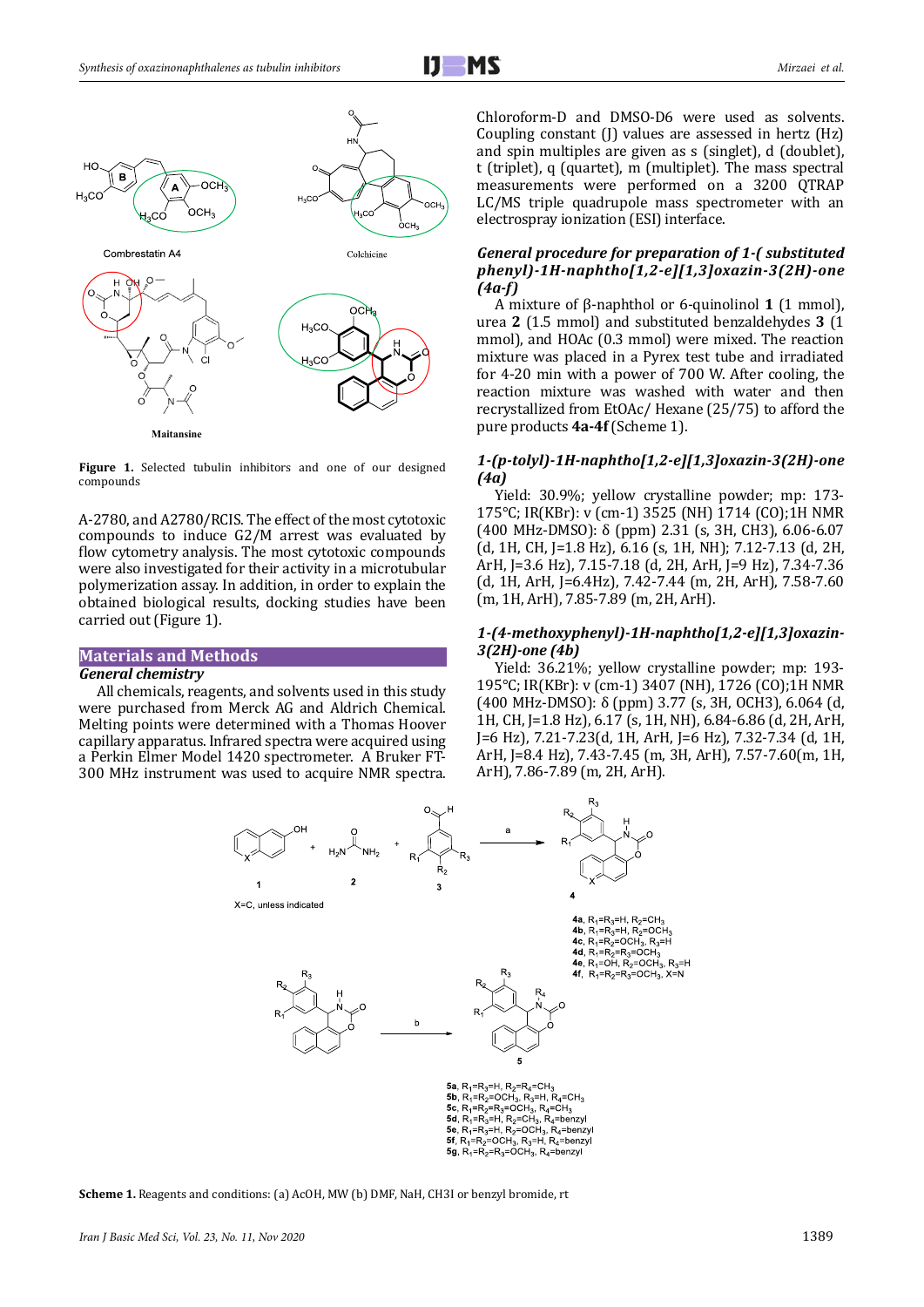Figure 1. Selected tubulin inhibitors and one of our designed compounds

A-2780, and A2780/RCIS. The effect of the most cytotoxic compounds to induce G2/M arrest was evaluated by flow cytometry analysis. The most cytotoxic compounds were also investigated for their activity in a microtubular polymerization assay. In addition, in order to explain the obtained biological results, docking studies have been carried out (Figure 1).

## Materials and Methods

### General chemistry

All chemicals, reagents, and solvents used in this study were purchased from Merck AG and Aldrich Chemical. Melting points were determined with a Thomas Hoover capillary apparatus. Infrared spectra were acquired using a Perkin Elmer Model 1420 spectrometer. A Bruker FT-300 MHz instrument was used to acquire NMR spectra. Chloroform-D and DMSO-D6 were used as solvents. Coupling constant (J) values are assessed in hertz (Hz) and spin multiples are given as s (singlet), d (doublet), t (triplet), q (quartet), m (multiplet). The mass spectral measurements were performed on a 3200 QTRAP LC/MS triple quadrupole mass spectrometer with an electrospray ionization (ESI) interface.

### *General procedure for preparation of 1-( substituted phenyl)-1H-naphtho[1,2-e][1,3]oxazin-3(2H)-one (4a-f)*

A mixture of β-naphthol or 6-quinolinol **1** (1 mmol), urea **2** (1.5 mmol) and substituted benzaldehydes **3** (1 mmol), and HOAc (0.3 mmol) were mixed. The reaction mixture was placed in a Pyrex test tube and irradiated for 4-20 min with a power of 700 W. After cooling, the reaction mixture was washed with water and then recrystallized from EtOAc/ Hexane (25/75) to afford the pure products **4a-4f** (Scheme 1).

### *1-(p-tolyl)-1H-naphtho[1,2-e][1,3]oxazin-3(2H)-one (4a)*

Yield: 30.9%; yellow crystalline powder; mp: 173-175°C; IR(KBr): ν (cm-1) 3525 (NH) 1714 (CO);1H NMR (400 MHz-DMSO): δ (ppm) 2.31 (s, 3H, CH3), 6.06-6.07 (d, 1H, CH, J=1.8 Hz), 6.16 (s, 1H, NH); 7.12-7.13 (d, 2H, ArH, J=3.6 Hz), 7.15-7.18 (d, 2H, ArH, J=9 Hz), 7.34-7.36 (d, 1H, ArH, J=6.4Hz), 7.42-7.44 (m, 2H, ArH), 7.58-7.60 (m, 1H, ArH), 7.85-7.89 (m, 2H, ArH).

### *1-(4-methoxyphenyl)-1H-naphtho[1,2-e][1,3]oxazin-3(2H)-one (4b)*

Yield: 36.21%; yellow crystalline powder; mp: 193-195°C; IR(KBr): ν (cm-1) 3407 (NH), 1726 (CO);1H NMR (400 MHz-DMSO): δ (ppm) 3.77 (s, 3H, OCH3), 6.064 (d, 1H, CH, J=1.8 Hz), 6.17 (s, 1H, NH), 6.84-6.86 (d, 2H, ArH, J=6 Hz), 7.21-7.23(d, 1H, ArH, J=6 Hz), 7.32-7.34 (d, 1H, ArH, J=8.4 Hz), 7.43-7.45 (m, 3H, ArH), 7.57-7.60(m, 1H, ArH), 7.86-7.89 (m, 2H, ArH).

X=C, unless indicated

4a, $R_1$=$R_3$=H, $R_2$=$CH_3$
4b, $R_1$=$R_3$=H, $R_2$=$OCH_3$
4c, $R_1$=$R_2$=$OCH_3$, $R_3$=H
4d, $R_1$=$R_2$=$R_3$=$OCH_3$
4e, $R_1$=OH, $R_2$=$OCH_3$, $R_3$=H
4f, $R_1$=$R_2$=$R_3$=$OCH_3$, X=N

5a, $R_1$=$R_3$=H, $R_2$=$R_4$=$CH_3$
5b, $R_1$=$R_2$=$OCH_3$, $R_3$=H, $R_4$=$CH_3$
5c, $R_1$=$R_2$=$R_3$=$OCH_3$, $R_4$=$CH_3$
5d, $R_1$=$R_3$=H, $R_2$=$CH_3$, $R_4$=benzyl
5e, $R_1$=$R_3$=H, $R_2$=$OCH_3$, $R_4$=benzyl
5f, $R_1$=$R_2$=$OCH_3$, $R_3$=H, $R_4$=benzyl
5g, $R_1$=$R_2$=$R_3$=$OCH_3$, $R_4$=benzyl

**Scheme 1.** Reagents and conditions: (a) AcOH, MW (b) DMF, NaH, CH3I or benzyl bromide, rt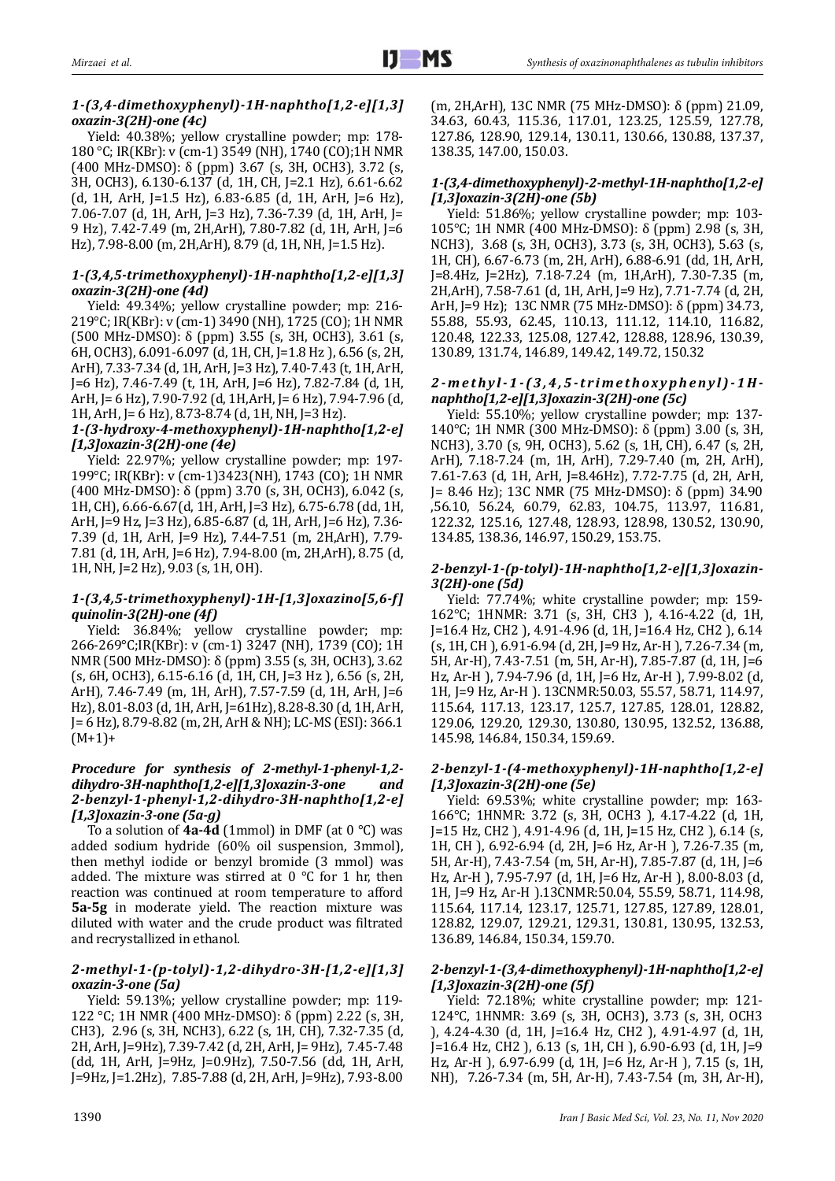### *1-(3,4-dimethoxyphenyl)-1H-naphtho[1,2-e][1,3]oxazin-3(2H)-one (4c)*

Yield: 40.38%; yellow crystalline powder; mp: 178-180 °C; IR(KBr): ν (cm-1) 3549 (NH), 1740 (CO);1H NMR (400 MHz-DMSO): δ (ppm) 3.67 (s, 3H, OCH3), 3.72 (s, 3H, OCH3), 6.130-6.137 (d, 1H, CH, J=2.1 Hz), 6.61-6.62 (d, 1H, ArH, J=1.5 Hz), 6.83-6.85 (d, 1H, ArH, J=6 Hz), 7.06-7.07 (d, 1H, ArH, J=3 Hz), 7.36-7.39 (d, 1H, ArH, J= 9 Hz), 7.42-7.49 (m, 2H,ArH), 7.80-7.82 (d, 1H, ArH, J=6 Hz), 7.98-8.00 (m, 2H,ArH), 8.79 (d, 1H, NH, J=1.5 Hz).

### *1-(3,4,5-trimethoxyphenyl)-1H-naphtho[1,2-e][1,3]oxazin-3(2H)-one (4d)*

Yield: 49.34%; yellow crystalline powder; mp: 216-219°C; IR(KBr): ν (cm-1) 3490 (NH), 1725 (CO); 1H NMR (500 MHz-DMSO): δ (ppm) 3.55 (s, 3H, OCH3), 3.61 (s, 6H, OCH3), 6.091-6.097 (d, 1H, CH, J=1.8 Hz ), 6.56 (s, 2H, ArH), 7.33-7.34 (d, 1H, ArH, J=3 Hz), 7.40-7.43 (t, 1H, ArH, J=6 Hz), 7.46-7.49 (t, 1H, ArH, J=6 Hz), 7.82-7.84 (d, 1H, ArH, J= 6 Hz), 7.90-7.92 (d, 1H,ArH, J= 6 Hz), 7.94-7.96 (d, 1H, ArH, J= 6 Hz), 8.73-8.74 (d, 1H, NH, J=3 Hz).

### *1-(3-hydroxy-4-methoxyphenyl)-1H-naphtho[1,2-e][1,3]oxazin-3(2H)-one (4e)*

Yield: 22.97%; yellow crystalline powder; mp: 197-199°C; IR(KBr): ν (cm-1)3423(NH), 1743 (CO); 1H NMR (400 MHz-DMSO): δ (ppm) 3.70 (s, 3H, OCH3), 6.042 (s, 1H, CH), 6.66-6.67(d, 1H, ArH, J=3 Hz), 6.75-6.78 (dd, 1H, ArH, J=9 Hz, J=3 Hz), 6.85-6.87 (d, 1H, ArH, J=6 Hz), 7.36-7.39 (d, 1H, ArH, J=9 Hz), 7.44-7.51 (m, 2H,ArH), 7.79-7.81 (d, 1H, ArH, J=6 Hz), 7.94-8.00 (m, 2H,ArH), 8.75 (d, 1H, NH, J=2 Hz), 9.03 (s, 1H, OH).

### *1-(3,4,5-trimethoxyphenyl)-1H-[1,3]oxazino[5,6-f]quinolin-3(2H)-one (4f)*

Yield: 36.84%; yellow crystalline powder; mp: 266-269°C;IR(KBr): ν (cm-1) 3247 (NH), 1739 (CO); 1H NMR (500 MHz-DMSO): δ (ppm) 3.55 (s, 3H, OCH3), 3.62 (s, 6H, OCH3), 6.15-6.16 (d, 1H, CH, J=3 Hz ), 6.56 (s, 2H, ArH), 7.46-7.49 (m, 1H, ArH), 7.57-7.59 (d, 1H, ArH, J=6 Hz), 8.01-8.03 (d, 1H, ArH, J=61Hz), 8.28-8.30 (d, 1H, ArH, J= 6 Hz), 8.79-8.82 (m, 2H, ArH & NH); LC-MS (ESI): 366.1 (M+1)+

### *Procedure for synthesis of 2-methyl-1-phenyl-1,2-dihydro-3H-naphtho[1,2-e][1,3]oxazin-3-one and 2-benzyl-1-phenyl-1,2-dihydro-3H-naphtho[1,2-e][1,3]oxazin-3-one (5a-g)*

To a solution of **4a-4d** (1mmol) in DMF (at 0 °C) was added sodium hydride (60% oil suspension, 3mmol), then methyl iodide or benzyl bromide (3 mmol) was added. The mixture was stirred at 0 °C for 1 hr, then reaction was continued at room temperature to afford **5a-5g** in moderate yield. The reaction mixture was diluted with water and the crude product was filtrated and recrystallized in ethanol.

### *2-methyl-1-(p-tolyl)-1,2-dihydro-3H-[1,2-e][1,3]oxazin-3-one (5a)*

Yield: 59.13%; yellow crystalline powder; mp: 119-122 °C; 1H NMR (400 MHz-DMSO): δ (ppm) 2.22 (s, 3H, CH3), 2.96 (s, 3H, NCH3), 6.22 (s, 1H, CH), 7.32-7.35 (d, 2H, ArH, J=9Hz), 7.39-7.42 (d, 2H, ArH, J= 9Hz), 7.45-7.48 (dd, 1H, ArH, J=9Hz, J=0.9Hz), 7.50-7.56 (dd, 1H, ArH, J=9Hz, J=1.2Hz), 7.85-7.88 (d, 2H, ArH, J=9Hz), 7.93-8.00 (m, 2H,ArH), 13C NMR (75 MHz-DMSO): δ (ppm) 21.09, 34.63, 60.43, 115.36, 117.01, 123.25, 125.59, 127.78, 127.86, 128.90, 129.14, 130.11, 130.66, 130.88, 137.37, 138.35, 147.00, 150.03.

### *1-(3,4-dimethoxyphenyl)-2-methyl-1H-naphtho[1,2-e][1,3]oxazin-3(2H)-one (5b)*

Yield: 51.86%; yellow crystalline powder; mp: 103-105°C; 1H NMR (400 MHz-DMSO): δ (ppm) 2.98 (s, 3H, NCH3), 3.68 (s, 3H, OCH3), 3.73 (s, 3H, OCH3), 5.63 (s, 1H, CH), 6.67-6.73 (m, 2H, ArH), 6.88-6.91 (dd, 1H, ArH, J=8.4Hz, J=2Hz), 7.18-7.24 (m, 1H,ArH), 7.30-7.35 (m, 2H,ArH), 7.58-7.61 (d, 1H, ArH, J=9 Hz), 7.71-7.74 (d, 2H, ArH, J=9 Hz); 13C NMR (75 MHz-DMSO): δ (ppm) 34.73, 55.88, 55.93, 62.45, 110.13, 111.12, 114.10, 116.82, 120.48, 122.33, 125.08, 127.42, 128.88, 128.96, 130.39, 130.89, 131.74, 146.89, 149.42, 149.72, 150.32

### *2-methyl-1-(3,4,5-trimethoxyphenyl)-1H-naphtho[1,2-e][1,3]oxazin-3(2H)-one (5c)*

Yield: 55.10%; yellow crystalline powder; mp: 137-140°C; 1H NMR (300 MHz-DMSO): δ (ppm) 3.00 (s, 3H, NCH3), 3.70 (s, 9H, OCH3), 5.62 (s, 1H, CH), 6.47 (s, 2H, ArH), 7.18-7.24 (m, 1H, ArH), 7.29-7.40 (m, 2H, ArH), 7.61-7.63 (d, 1H, ArH, J=8.46Hz), 7.72-7.75 (d, 2H, ArH, J= 8.46 Hz); 13C NMR (75 MHz-DMSO): δ (ppm) 34.90 ,56.10, 56.24, 60.79, 62.83, 104.75, 113.97, 116.81, 122.32, 125.16, 127.48, 128.93, 128.98, 130.52, 130.90, 134.85, 138.36, 146.97, 150.29, 153.75.

### *2-benzyl-1-(p-tolyl)-1H-naphtho[1,2-e][1,3]oxazin-3(2H)-one (5d)*

Yield: 77.74%; white crystalline powder; mp: 159-162°C; 1HNMR: 3.71 (s, 3H, CH3 ), 4.16-4.22 (d, 1H, J=16.4 Hz, CH2 ), 4.91-4.96 (d, 1H, J=16.4 Hz, CH2 ), 6.14 (s, 1H, CH ), 6.91-6.94 (d, 2H, J=9 Hz, Ar-H ), 7.26-7.34 (m, 5H, Ar-H), 7.43-7.51 (m, 5H, Ar-H), 7.85-7.87 (d, 1H, J=6 Hz, Ar-H ), 7.94-7.96 (d, 1H, J=6 Hz, Ar-H ), 7.99-8.02 (d, 1H, J=9 Hz, Ar-H ). 13CNMR:50.03, 55.57, 58.71, 114.97, 115.64, 117.13, 123.17, 125.7, 127.85, 128.01, 128.82, 129.06, 129.20, 129.30, 130.80, 130.95, 132.52, 136.88, 145.98, 146.84, 150.34, 159.69.

### *2-benzyl-1-(4-methoxyphenyl)-1H-naphtho[1,2-e][1,3]oxazin-3(2H)-one (5e)*

Yield: 69.53%; white crystalline powder; mp: 163-166°C; 1HNMR: 3.72 (s, 3H, OCH3 ), 4.17-4.22 (d, 1H, J=15 Hz, CH2 ), 4.91-4.96 (d, 1H, J=15 Hz, CH2 ), 6.14 (s, 1H, CH ), 6.92-6.94 (d, 2H, J=6 Hz, Ar-H ), 7.26-7.35 (m, 5H, Ar-H), 7.43-7.54 (m, 5H, Ar-H), 7.85-7.87 (d, 1H, J=6 Hz, Ar-H ), 7.95-7.97 (d, 1H, J=6 Hz, Ar-H ), 8.00-8.03 (d, 1H, J=9 Hz, Ar-H ).13CNMR:50.04, 55.59, 58.71, 114.98, 115.64, 117.14, 123.17, 125.71, 127.85, 127.89, 128.01, 128.82, 129.07, 129.21, 129.31, 130.81, 130.95, 132.53, 136.89, 146.84, 150.34, 159.70.

### *2-benzyl-1-(3,4-dimethoxyphenyl)-1H-naphtho[1,2-e][1,3]oxazin-3(2H)-one (5f)*

Yield: 72.18%; white crystalline powder; mp: 121-124°C, 1HNMR: 3.69 (s, 3H, OCH3), 3.73 (s, 3H, OCH3 ), 4.24-4.30 (d, 1H, J=16.4 Hz, CH2 ), 4.91-4.97 (d, 1H, J=16.4 Hz, CH2 ), 6.13 (s, 1H, CH ), 6.90-6.93 (d, 1H, J=9 Hz, Ar-H ), 6.97-6.99 (d, 1H, J=6 Hz, Ar-H ), 7.15 (s, 1H, NH), 7.26-7.34 (m, 5H, Ar-H), 7.43-7.54 (m, 3H, Ar-H),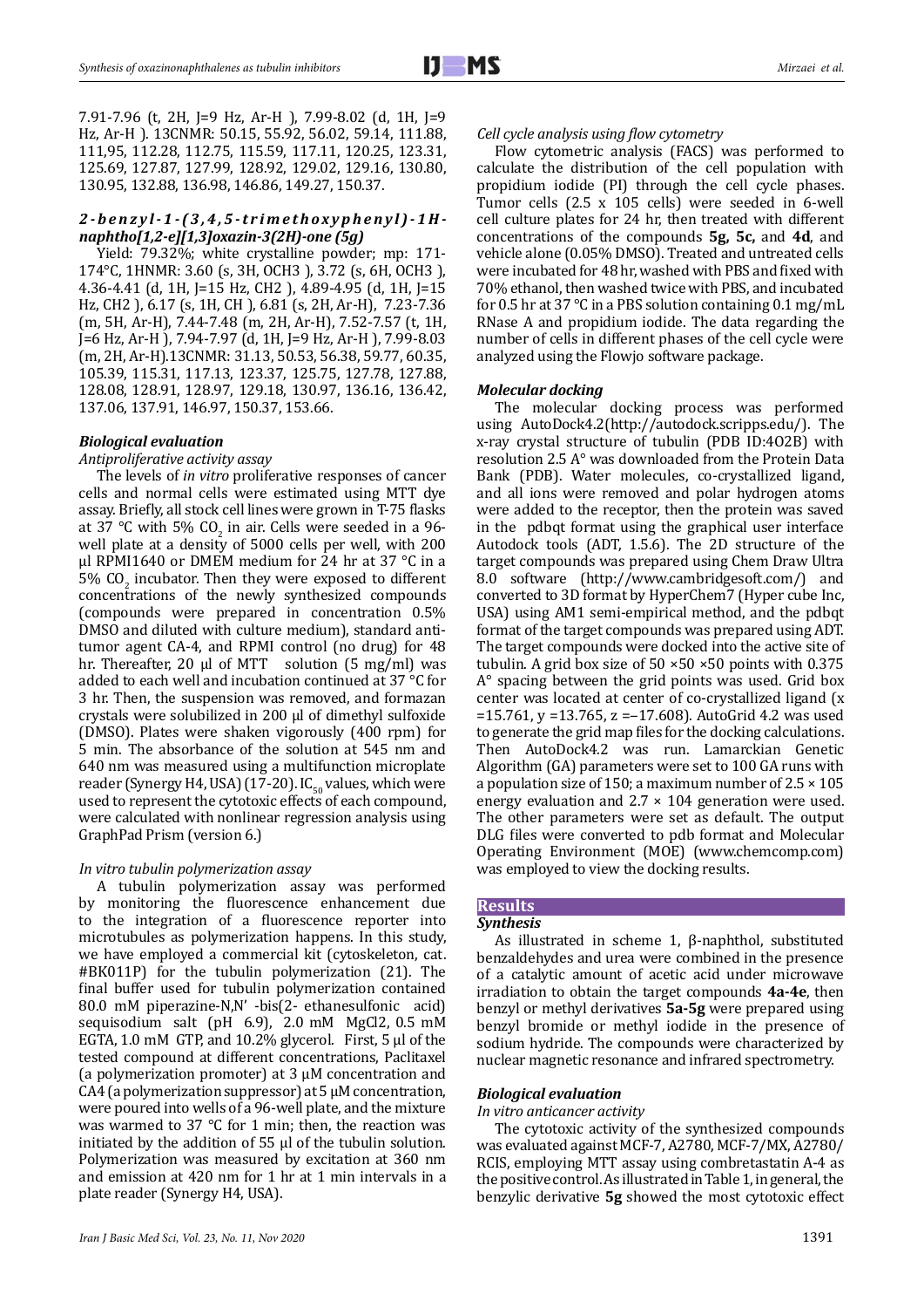7.91-7.96 (t, 2H, J=9 Hz, Ar-H ), 7.99-8.02 (d, 1H, J=9 Hz, Ar-H ). 13CNMR: 50.15, 55.92, 56.02, 59.14, 111.88, 111,95, 112.28, 112.75, 115.59, 117.11, 120.25, 123.31, 125.69, 127.87, 127.99, 128.92, 129.02, 129.16, 130.80, 130.95, 132.88, 136.98, 146.86, 149.27, 150.37.

### *2-benzyl-1-(3,4,5-trimethoxyphenyl)-1H-naphtho[1,2-e][1,3]oxazin-3(2H)-one (5g)*

Yield: 79.32%; white crystalline powder; mp: 171-174°C, 1HNMR: 3.60 (s, 3H, OCH3 ), 3.72 (s, 6H, OCH3 ), 4.36-4.41 (d, 1H, J=15 Hz, CH2 ), 4.89-4.95 (d, 1H, J=15 Hz, CH2 ), 6.17 (s, 1H, CH ), 6.81 (s, 2H, Ar-H), 7.23-7.36 (m, 5H, Ar-H), 7.44-7.48 (m, 2H, Ar-H), 7.52-7.57 (t, 1H, J=6 Hz, Ar-H ), 7.94-7.97 (d, 1H, J=9 Hz, Ar-H ), 7.99-8.03 (m, 2H, Ar-H).13CNMR: 31.13, 50.53, 56.38, 59.77, 60.35, 105.39, 115.31, 117.13, 123.37, 125.75, 127.78, 127.88, 128.08, 128.91, 128.97, 129.18, 130.97, 136.16, 136.42, 137.06, 137.91, 146.97, 150.37, 153.66.

### *Biological evaluation*

*Antiproliferative activity assay*

The levels of *in vitro* proliferative responses of cancer cells and normal cells were estimated using MTT dye assay. Briefly, all stock cell lines were grown in T-75 flasks at 37 °C with 5% $CO_2$ in air. Cells were seeded in a 96-well plate at a density of 5000 cells per well, with 200 µl RPMI1640 or DMEM medium for 24 hr at 37 °C in a 5% $CO_2$ incubator. Then they were exposed to different concentrations of the newly synthesized compounds (compounds were prepared in concentration 0.5% DMSO and diluted with culture medium), standard anti-tumor agent CA-4, and RPMI control (no drug) for 48 hr. Thereafter, 20 µl of MTT solution (5 mg/ml) was added to each well and incubation continued at 37 °C for 3 hr. Then, the suspension was removed, and formazan crystals were solubilized in 200 µl of dimethyl sulfoxide (DMSO). Plates were shaken vigorously (400 rpm) for 5 min. The absorbance of the solution at 545 nm and 640 nm was measured using a multifunction microplate reader (Synergy H4, USA) (17-20). $IC_{50}$ values, which were used to represent the cytotoxic effects of each compound, were calculated with nonlinear regression analysis using GraphPad Prism (version 6.)

*In vitro tubulin polymerization assay*

A tubulin polymerization assay was performed by monitoring the fluorescence enhancement due to the integration of a fluorescence reporter into microtubules as polymerization happens. In this study, we have employed a commercial kit (cytoskeleton, cat. #BK011P) for the tubulin polymerization (21). The final buffer used for tubulin polymerization contained 80.0 mM piperazine-N,N' -bis(2- ethanesulfonic acid) sequisodium salt (pH 6.9), 2.0 mM MgCl2, 0.5 mM EGTA, 1.0 mM GTP, and 10.2% glycerol. First, 5 µl of the tested compound at different concentrations, Paclitaxel (a polymerization promoter) at 3 µM concentration and CA4 (a polymerization suppressor) at 5 µM concentration, were poured into wells of a 96-well plate, and the mixture was warmed to 37 °C for 1 min; then, the reaction was initiated by the addition of 55 µl of the tubulin solution. Polymerization was measured by excitation at 360 nm and emission at 420 nm for 1 hr at 1 min intervals in a plate reader (Synergy H4, USA).

*Cell cycle analysis using flow cytometry*

Flow cytometric analysis (FACS) was performed to calculate the distribution of the cell population with propidium iodide (PI) through the cell cycle phases. Tumor cells (2.5 x 105 cells) were seeded in 6-well cell culture plates for 24 hr, then treated with different concentrations of the compounds **5g, 5c,** and **4d**, and vehicle alone (0.05% DMSO). Treated and untreated cells were incubated for 48 hr, washed with PBS and fixed with 70% ethanol, then washed twice with PBS, and incubated for 0.5 hr at 37 °C in a PBS solution containing 0.1 mg/mL RNase A and propidium iodide. The data regarding the number of cells in different phases of the cell cycle were analyzed using the Flowjo software package.

### *Molecular docking*

The molecular docking process was performed using AutoDock4.2(http://autodock.scripps.edu/). The x-ray crystal structure of tubulin (PDB ID:4O2B) with resolution 2.5 A° was downloaded from the Protein Data Bank (PDB). Water molecules, co-crystallized ligand, and all ions were removed and polar hydrogen atoms were added to the receptor, then the protein was saved in the pdbqt format using the graphical user interface Autodock tools (ADT, 1.5.6). The 2D structure of the target compounds was prepared using Chem Draw Ultra 8.0 software (http://www.cambridgesoft.com/) and converted to 3D format by HyperChem7 (Hyper cube Inc, USA) using AM1 semi-empirical method, and the pdbqt format of the target compounds was prepared using ADT. The target compounds were docked into the active site of tubulin. A grid box size of 50 ×50 ×50 points with 0.375 A° spacing between the grid points was used. Grid box center was located at center of co-crystallized ligand (x =15.761, y =13.765, z =−17.608). AutoGrid 4.2 was used to generate the grid map files for the docking calculations. Then AutoDock4.2 was run. Lamarckian Genetic Algorithm (GA) parameters were set to 100 GA runs with a population size of 150; a maximum number of 2.5 × 105 energy evaluation and 2.7 × 104 generation were used. The other parameters were set as default. The output DLG files were converted to pdb format and Molecular Operating Environment (MOE) (www.chemcomp.com) was employed to view the docking results.

## Results

### *Synthesis*

As illustrated in scheme 1, β-naphthol, substituted benzaldehydes and urea were combined in the presence of a catalytic amount of acetic acid under microwave irradiation to obtain the target compounds **4a-4e**, then benzyl or methyl derivatives **5a-5g** were prepared using benzyl bromide or methyl iodide in the presence of sodium hydride. The compounds were characterized by nuclear magnetic resonance and infrared spectrometry.

### *Biological evaluation*

*In vitro anticancer activity*

The cytotoxic activity of the synthesized compounds was evaluated against MCF-7, A2780, MCF-7/MX, A2780/RCIS, employing MTT assay using combretastatin A-4 as the positive control. As illustrated in Table 1, in general, the benzylic derivative **5g** showed the most cytotoxic effect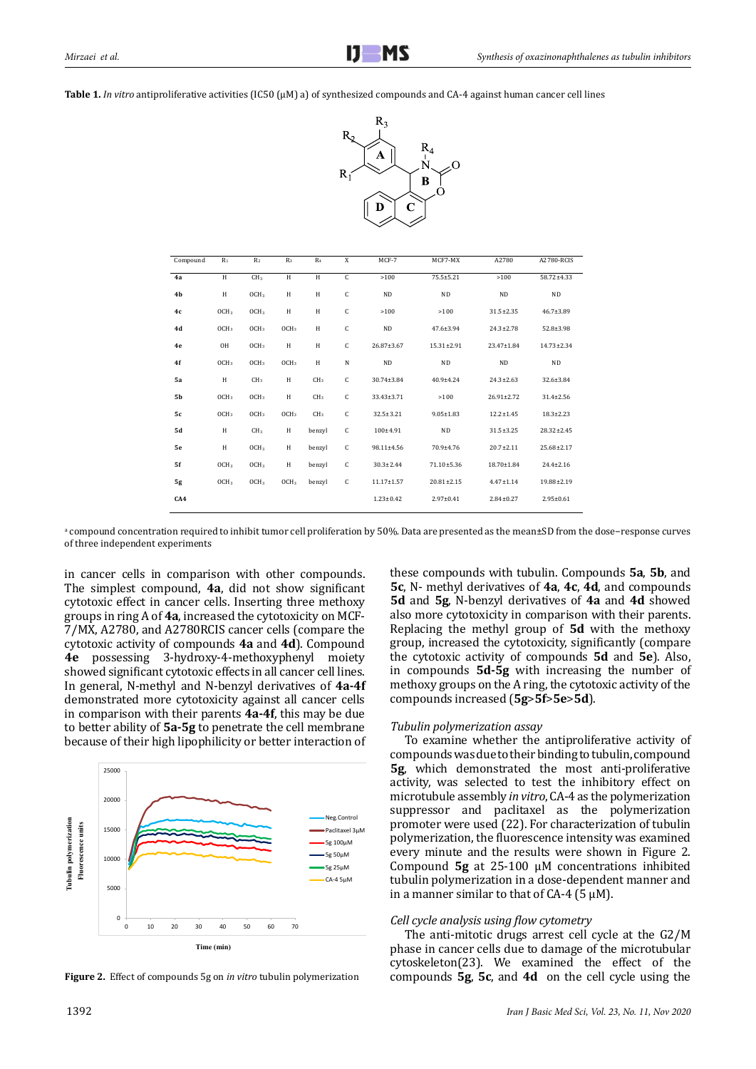**Table 1.** *In vitro* antiproliferative activities (IC50 (μM) a) of synthesized compounds and CA-4 against human cancer cell lines

| Compound | $R_1$ | $R_2$ | $R_3$ | $R_4$ | X | MCF-7 | MCF7-MX | A2780 | A2780-RCIS |
|---|---|---|---|---|---|---|---|---|---|
| **4a** | H | $CH_3$ | H | H | C | >100 | 75.5±5.21 | >100 | 58.72±4.33 |
| **4b** | H | $OCH_3$ | H | H | C | ND | ND | ND | ND |
| **4c** | $OCH_3$ | $OCH_3$ | H | H | C | >100 | >100 | 31.5±2.35 | 46.7±3.89 |
| **4d** | $OCH_3$ | $OCH_3$ | $OCH_3$ | H | C | ND | 47.6±3.94 | 24.3±2.78 | 52.8±3.98 |
| **4e** | OH | $OCH_3$ | H | H | C | 26.87±3.67 | 15.31±2.91 | 23.47±1.84 | 14.73±2.34 |
| **4f** | $OCH_3$ | $OCH_3$ | $OCH_3$ | H | N | ND | ND | ND | ND |
| **5a** | H | $CH_3$ | H | $CH_3$ | C | 30.74±3.84 | 40.9±4.24 | 24.3±2.63 | 32.6±3.84 |
| **5b** | $OCH_3$ | $OCH_3$ | H | $CH_3$ | C | 33.43±3.71 | >100 | 26.91±2.72 | 31.4±2.56 |
| **5c** | $OCH_3$ | $OCH_3$ | $OCH_3$ | $CH_3$ | C | 32.5±3.21 | 9.05±1.83 | 12.2±1.45 | 18.3±2.23 |
| **5d** | H | $CH_3$ | H | benzyl | C | 100±4.91 | ND | 31.5±3.25 | 28.32±2.45 |
| **5e** | H | $OCH_3$ | H | benzyl | C | 98.11±4.56 | 70.9±4.76 | 20.7±2.11 | 25.68±2.17 |
| **5f** | $OCH_3$ | $OCH_3$ | H | benzyl | C | 30.3±2.44 | 71.10±5.36 | 18.70±1.84 | 24.4±2.16 |
| **5g** | $OCH_3$ | $OCH_3$ | $OCH_3$ | benzyl | C | 11.17±1.57 | 20.81±2.15 | 4.47±1.14 | 19.88±2.19 |
| **CA4** | | | | | | 1.23±0.42 | 2.97±0.41 | 2.84±0.27 | 2.95±0.61 |

[a] compound concentration required to inhibit tumor cell proliferation by 50%. Data are presented as the mean±SD from the dose−response curves of three independent experiments

in cancer cells in comparison with other compounds. The simplest compound, **4a**, did not show significant cytotoxic effect in cancer cells. Inserting three methoxy groups in ring A of **4a**, increased the cytotoxicity on MCF-7/MX, A2780, and A2780RCIS cancer cells (compare the cytotoxic activity of compounds **4a** and **4d**). Compound **4e** possessing 3-hydroxy-4-methoxyphenyl moiety showed significant cytotoxic effects in all cancer cell lines. In general, N-methyl and N-benzyl derivatives of **4a-4f** demonstrated more cytotoxicity against all cancer cells in comparison with their parents **4a-4f**, this may be due to better ability of **5a-5g** to penetrate the cell membrane because of their high lipophilicity or better interaction of these compounds with tubulin. Compounds **5a**, **5b**, and **5c**, N- methyl derivatives of **4a**, **4c**, **4d**, and compounds **5d** and **5g**, N-benzyl derivatives of **4a** and **4d** showed also more cytotoxicity in comparison with their parents. Replacing the methyl group of **5d** with the methoxy group, increased the cytotoxicity, significantly (compare the cytotoxic activity of compounds **5d** and **5e**). Also, in compounds **5d-5g** with increasing the number of methoxy groups on the A ring, the cytotoxic activity of the compounds increased (**5g**>**5f**>**5e**>**5d**).

**Figure 2.** Effect of compounds 5g on *in vitro* tubulin polymerization

### *Tubulin polymerization assay*

To examine whether the antiproliferative activity of compounds was due to their binding to tubulin, compound **5g**, which demonstrated the most anti-proliferative activity, was selected to test the inhibitory effect on microtubule assembly *in vitro*, CA-4 as the polymerization suppressor and paclitaxel as the polymerization promoter were used (22). For characterization of tubulin polymerization, the fluorescence intensity was examined every minute and the results were shown in Figure 2. Compound **5g** at 25-100 μM concentrations inhibited tubulin polymerization in a dose-dependent manner and in a manner similar to that of CA-4 (5 μM).

### *Cell cycle analysis using flow cytometry*

The anti-mitotic drugs arrest cell cycle at the G2/M phase in cancer cells due to damage of the microtubular cytoskeleton(23). We examined the effect of the compounds **5g**, **5c**, and **4d** on the cell cycle using the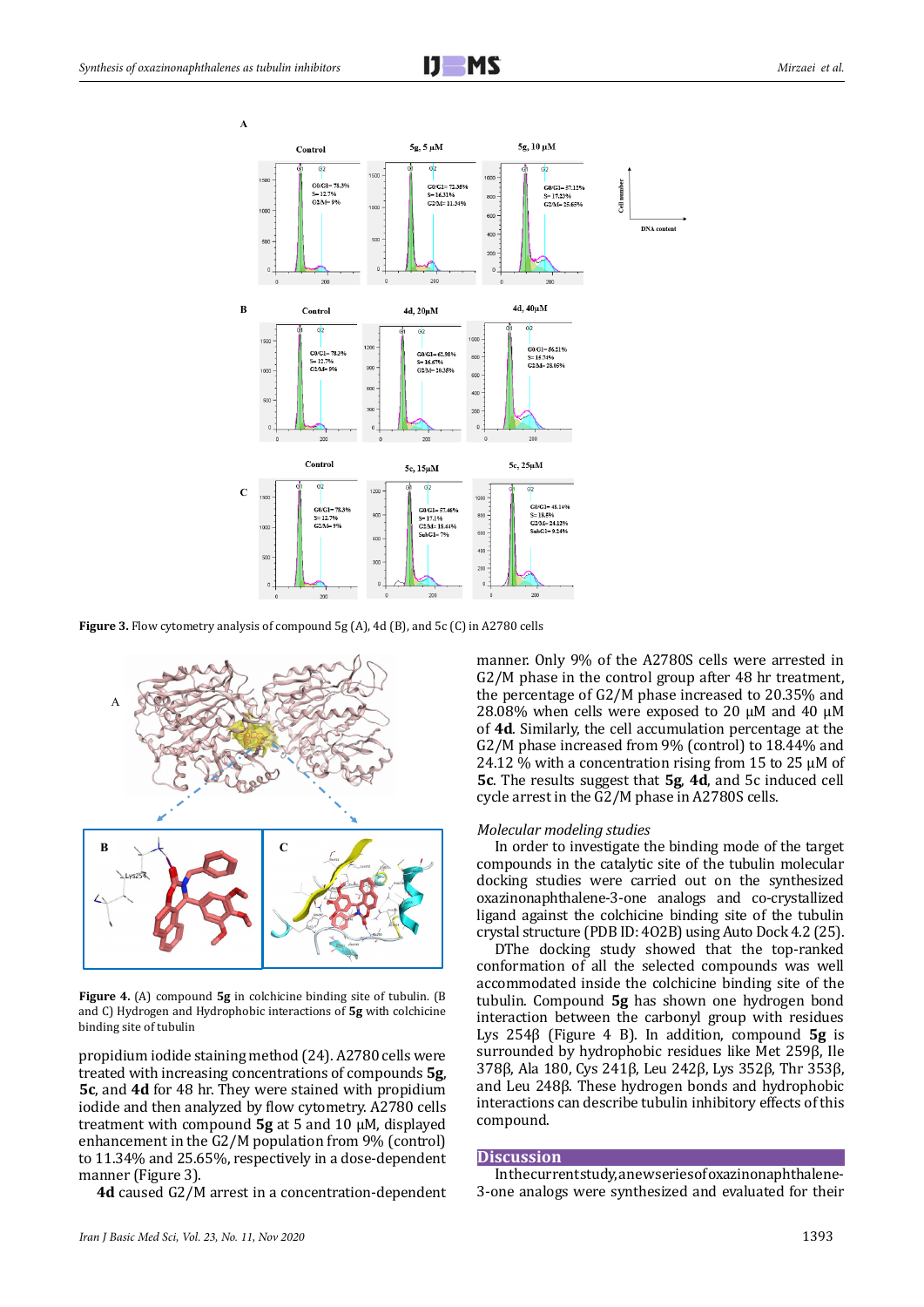**Figure 3.** Flow cytometry analysis of compound 5g (A), 4d (B), and 5c (C) in A2780 cells

**Figure 4.** (A) compound **5g** in colchicine binding site of tubulin. (B and C) Hydrogen and Hydrophobic interactions of **5g** with colchicine binding site of tubulin

propidium iodide staining method (24). A2780 cells were treated with increasing concentrations of compounds **5g**, **5c**, and **4d** for 48 hr. They were stained with propidium iodide and then analyzed by flow cytometry. A2780 cells treatment with compound **5g** at 5 and 10 µM, displayed enhancement in the G2/M population from 9% (control) to 11.34% and 25.65%, respectively in a dose-dependent manner (Figure 3).

**4d** caused G2/M arrest in a concentration-dependent manner. Only 9% of the A2780S cells were arrested in G2/M phase in the control group after 48 hr treatment, the percentage of G2/M phase increased to 20.35% and 28.08% when cells were exposed to 20 µM and 40 µM of **4d**. Similarly, the cell accumulation percentage at the G2/M phase increased from 9% (control) to 18.44% and 24.12 % with a concentration rising from 15 to 25 µM of **5c**. The results suggest that **5g**, **4d**, and 5c induced cell cycle arrest in the G2/M phase in A2780S cells.

### *Molecular modeling studies*

In order to investigate the binding mode of the target compounds in the catalytic site of the tubulin molecular docking studies were carried out on the synthesized oxazinonaphthalene-3-one analogs and co-crystallized ligand against the colchicine binding site of the tubulin crystal structure (PDB ID: 4O2B) using Auto Dock 4.2 (25).

DThe docking study showed that the top-ranked conformation of all the selected compounds was well accommodated inside the colchicine binding site of the tubulin. Compound **5g** has shown one hydrogen bond interaction between the carbonyl group with residues Lys 254β (Figure 4 B). In addition, compound **5g** is surrounded by hydrophobic residues like Met 259β, Ile 378β, Ala 180, Cys 241β, Leu 242β, Lys 352β, Thr 353β, and Leu 248β. These hydrogen bonds and hydrophobic interactions can describe tubulin inhibitory effects of this compound.

## Discussion

In the current study, a new series of oxazinonaphthalene-3-one analogs were synthesized and evaluated for their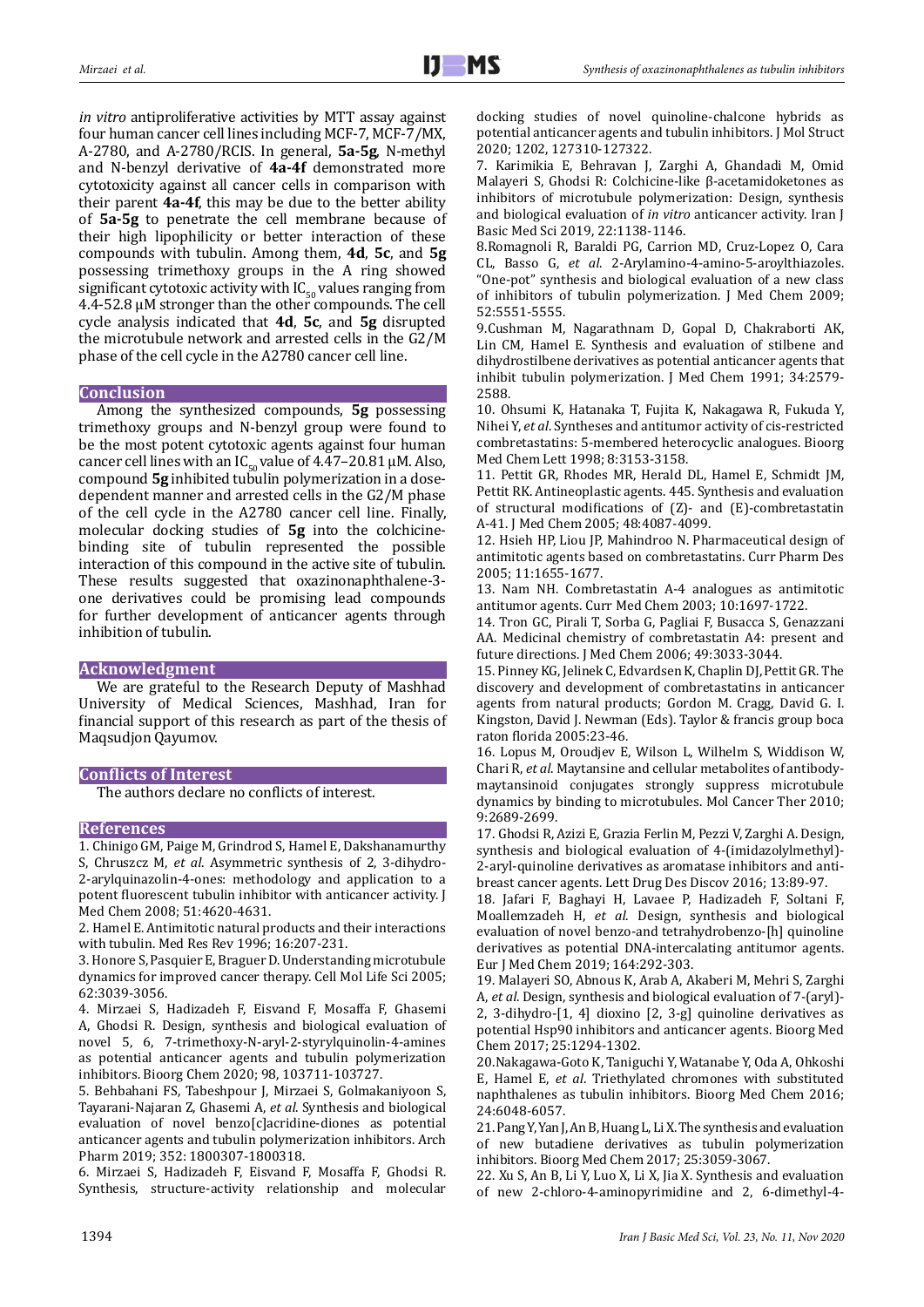*in vitro* antiproliferative activities by MTT assay against four human cancer cell lines including MCF-7, MCF-7/MX, A-2780, and A-2780/RCIS. In general, **5a-5g**, N-methyl and N-benzyl derivative of **4a-4f** demonstrated more cytotoxicity against all cancer cells in comparison with their parent **4a-4f**, this may be due to the better ability of **5a-5g** to penetrate the cell membrane because of their high lipophilicity or better interaction of these compounds with tubulin. Among them, **4d**, **5c**, and **5g** possessing trimethoxy groups in the A ring showed significant cytotoxic activity with $IC_{50}$ values ranging from 4.4-52.8 µM stronger than the other compounds. The cell cycle analysis indicated that **4d**, **5c**, and **5g** disrupted the microtubule network and arrested cells in the G2/M phase of the cell cycle in the A2780 cancer cell line.

## Conclusion

Among the synthesized compounds, **5g** possessing trimethoxy groups and N-benzyl group were found to be the most potent cytotoxic agents against four human cancer cell lines with an $IC_{50}$ value of 4.47–20.81 µM. Also, compound **5g** inhibited tubulin polymerization in a dose-dependent manner and arrested cells in the G2/M phase of the cell cycle in the A2780 cancer cell line. Finally, molecular docking studies of **5g** into the colchicine-binding site of tubulin represented the possible interaction of this compound in the active site of tubulin. These results suggested that oxazinonaphthalene-3-one derivatives could be promising lead compounds for further development of anticancer agents through inhibition of tubulin.

## Acknowledgment

We are grateful to the Research Deputy of Mashhad University of Medical Sciences, Mashhad, Iran for financial support of this research as part of the thesis of Maqsudjon Qayumov.

## Conflicts of Interest

The authors declare no conflicts of interest.

## References

1. Chinigo GM, Paige M, Grindrod S, Hamel E, Dakshanamurthy S, Chruszcz M, *et al*. Asymmetric synthesis of 2, 3-dihydro-2-arylquinazolin-4-ones: methodology and application to a potent fluorescent tubulin inhibitor with anticancer activity. J Med Chem 2008; 51:4620-4631.
2. Hamel E. Antimitotic natural products and their interactions with tubulin. Med Res Rev 1996; 16:207-231.
3. Honore S, Pasquier E, Braguer D. Understanding microtubule dynamics for improved cancer therapy. Cell Mol Life Sci 2005; 62:3039-3056.
4. Mirzaei S, Hadizadeh F, Eisvand F, Mosaffa F, Ghasemi A, Ghodsi R. Design, synthesis and biological evaluation of novel 5, 6, 7-trimethoxy-N-aryl-2-styrylquinolin-4-amines as potential anticancer agents and tubulin polymerization inhibitors. Bioorg Chem 2020; 98, 103711-103727.
5. Behbahani FS, Tabeshpour J, Mirzaei S, Golmakaniyoon S, Tayarani-Najaran Z, Ghasemi A, *et al*. Synthesis and biological evaluation of novel benzo[c]acridine-diones as potential anticancer agents and tubulin polymerization inhibitors. Arch Pharm 2019; 352: 1800307-1800318.
6. Mirzaei S, Hadizadeh F, Eisvand F, Mosaffa F, Ghodsi R. Synthesis, structure-activity relationship and molecular docking studies of novel quinoline-chalcone hybrids as potential anticancer agents and tubulin inhibitors. J Mol Struct 2020; 1202, 127310-127322.
7. Karimikia E, Behravan J, Zarghi A, Ghandadi M, Omid Malayeri S, Ghodsi R: Colchicine-like β-acetamidoketones as inhibitors of microtubule polymerization: Design, synthesis and biological evaluation of *in vitro* anticancer activity. Iran J Basic Med Sci 2019, 22:1138-1146.
8. Romagnoli R, Baraldi PG, Carrion MD, Cruz-Lopez O, Cara CL, Basso G, *et al*. 2-Arylamino-4-amino-5-aroylthiazoles. "One-pot" synthesis and biological evaluation of a new class of inhibitors of tubulin polymerization. J Med Chem 2009; 52:5551-5555.
9. Cushman M, Nagarathnam D, Gopal D, Chakraborti AK, Lin CM, Hamel E. Synthesis and evaluation of stilbene and dihydrostilbene derivatives as potential anticancer agents that inhibit tubulin polymerization. J Med Chem 1991; 34:2579-2588.
10. Ohsumi K, Hatanaka T, Fujita K, Nakagawa R, Fukuda Y, Nihei Y, *et al*. Syntheses and antitumor activity of cis-restricted combretastatins: 5-membered heterocyclic analogues. Bioorg Med Chem Lett 1998; 8:3153-3158.
11. Pettit GR, Rhodes MR, Herald DL, Hamel E, Schmidt JM, Pettit RK. Antineoplastic agents. 445. Synthesis and evaluation of structural modifications of (Z)- and (E)-combretastatin A-41. J Med Chem 2005; 48:4087-4099.
12. Hsieh HP, Liou JP, Mahindroo N. Pharmaceutical design of antimitotic agents based on combretastatins. Curr Pharm Des 2005; 11:1655-1677.
13. Nam NH. Combretastatin A-4 analogues as antimitotic antitumor agents. Curr Med Chem 2003; 10:1697-1722.
14. Tron GC, Pirali T, Sorba G, Pagliai F, Busacca S, Genazzani AA. Medicinal chemistry of combretastatin A4: present and future directions. J Med Chem 2006; 49:3033-3044.
15. Pinney KG, Jelinek C, Edvardsen K, Chaplin DJ, Pettit GR. The discovery and development of combretastatins in anticancer agents from natural products; Gordon M. Cragg, David G. I. Kingston, David J. Newman (Eds). Taylor & francis group boca raton florida 2005:23-46.
16. Lopus M, Oroudjev E, Wilson L, Wilhelm S, Widdison W, Chari R, *et al*. Maytansine and cellular metabolites of antibody-maytansinoid conjugates strongly suppress microtubule dynamics by binding to microtubules. Mol Cancer Ther 2010; 9:2689-2699.
17. Ghodsi R, Azizi E, Grazia Ferlin M, Pezzi V, Zarghi A. Design, synthesis and biological evaluation of 4-(imidazolylmethyl)-2-aryl-quinoline derivatives as aromatase inhibitors and anti-breast cancer agents. Lett Drug Des Discov 2016; 13:89-97.
18. Jafari F, Baghayi H, Lavaee P, Hadizadeh F, Soltani F, Moallemzadeh H, *et al*. Design, synthesis and biological evaluation of novel benzo-and tetrahydrobenzo-[h] quinoline derivatives as potential DNA-intercalating antitumor agents. Eur J Med Chem 2019; 164:292-303.
19. Malayeri SO, Abnous K, Arab A, Akaberi M, Mehri S, Zarghi A, *et al*. Design, synthesis and biological evaluation of 7-(aryl)-2, 3-dihydro-[1, 4] dioxino [2, 3-g] quinoline derivatives as potential Hsp90 inhibitors and anticancer agents. Bioorg Med Chem 2017; 25:1294-1302.
20. Nakagawa-Goto K, Taniguchi Y, Watanabe Y, Oda A, Ohkoshi E, Hamel E, *et al*. Triethylated chromones with substituted naphthalenes as tubulin inhibitors. Bioorg Med Chem 2016; 24:6048-6057.
21. Pang Y, Yan J, An B, Huang L, Li X. The synthesis and evaluation of new butadiene derivatives as tubulin polymerization inhibitors. Bioorg Med Chem 2017; 25:3059-3067.
22. Xu S, An B, Li Y, Luo X, Li X, Jia X. Synthesis and evaluation of new 2-chloro-4-aminopyrimidine and 2, 6-dimethyl-4-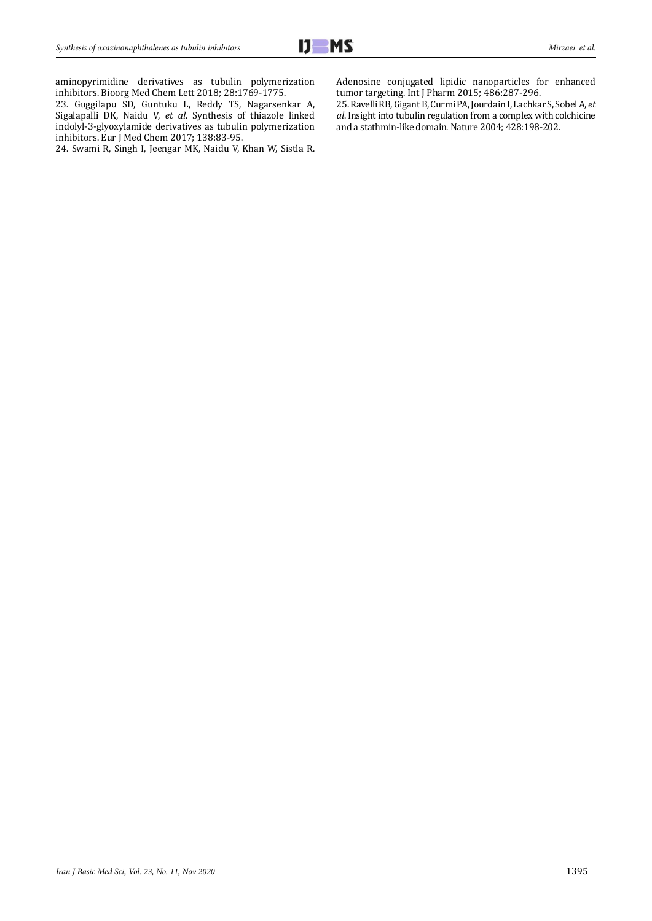aminopyrimidine derivatives as tubulin polymerization inhibitors. Bioorg Med Chem Lett 2018; 28:1769-1775.

23. Guggilapu SD, Guntuku L, Reddy TS, Nagarsenkar A, Sigalapalli DK, Naidu V, *et al*. Synthesis of thiazole linked indolyl-3-glyoxylamide derivatives as tubulin polymerization inhibitors. Eur J Med Chem 2017; 138:83-95.

24. Swami R, Singh I, Jeengar MK, Naidu V, Khan W, Sistla R. Adenosine conjugated lipidic nanoparticles for enhanced tumor targeting. Int J Pharm 2015; 486:287-296.

25. Ravelli RB, Gigant B, Curmi PA, Jourdain I, Lachkar S, Sobel A, *et al*. Insight into tubulin regulation from a complex with colchicine and a stathmin-like domain. Nature 2004; 428:198-202.